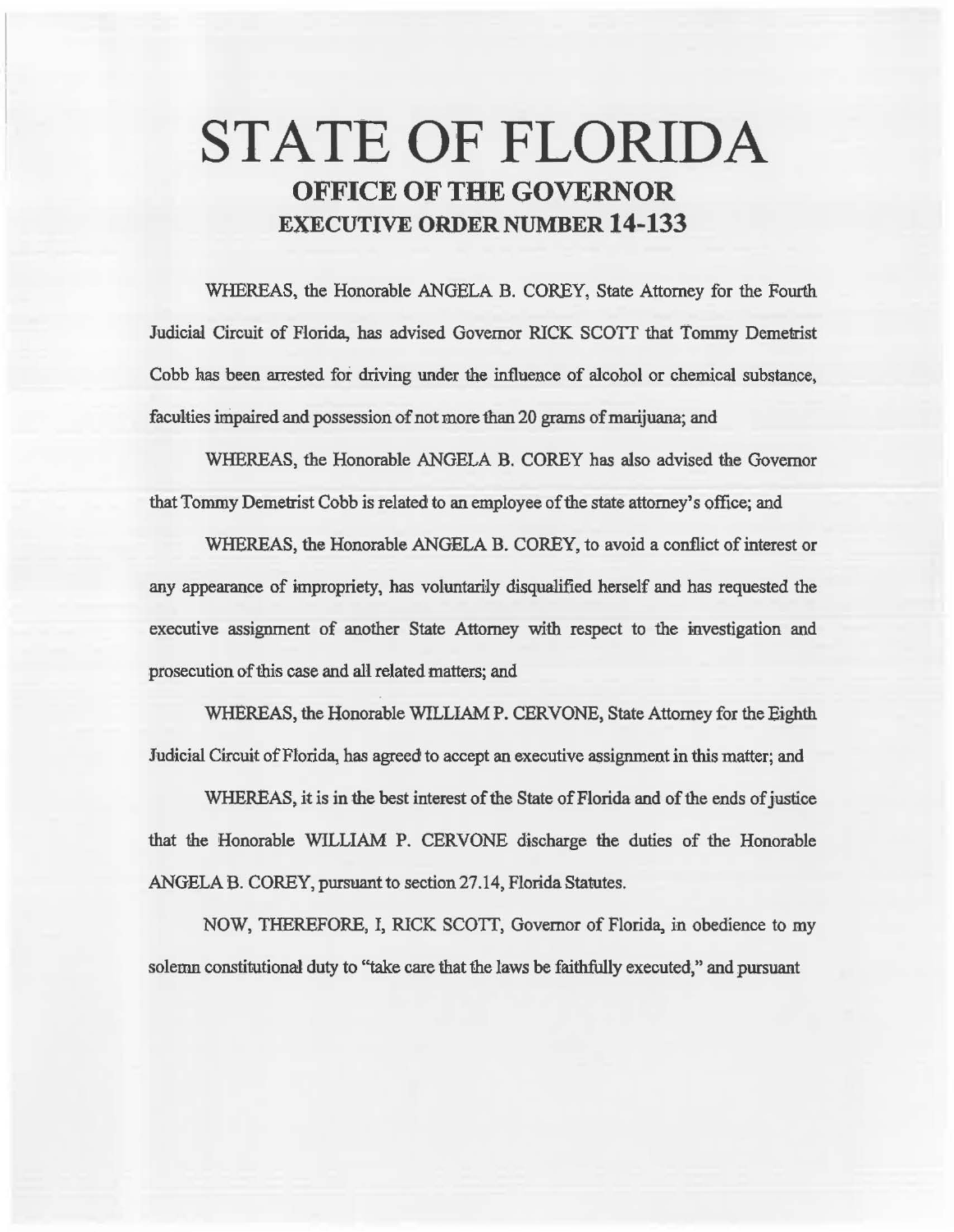# STATE OF FLORIDA

## OFFICE OF THE GOVERNOR

## EXECUTIVE ORDER NUMBER 14-133

WHEREAS, the Honorable ANGELA B. COREY, State Attorney for the Fourth Judicial Circuit of Florida, has advised Governor RICK SCOTT that Tommy Demetrist Cobb has been arrested for driving under the influence of alcohol or chemical substance, faculties impaired and possession of not more than 20 grams of marijuana; and

WHEREAS, the Honorable ANGELA B. COREY has also advised the Governor that Tommy Demetrist Cobb is related to an employee of the state attorney's office; and

WHEREAS, the Honorable ANGELA B. COREY, to avoid a conflict of interest or any appearance of impropriety, has voluntarily disqualified herself and has requested the executive assignment of another State Attorney with respect to the investigation and prosecution of this case and all related matters; and

WHEREAS, the Honorable WILLIAM P. CERVONE, State Attorney for the Eighth Judicial Circuit of Florida, has agreed to accept an executive assignment in this matter; and

WHEREAS, it is in the best interest of the State of Florida and of the ends of justice that the Honorable WILLIAM P. CERVONE discharge the duties of the Honorable ANGELA B. COREY, pursuant to section 27.14, Florida Statutes.

NOW, THEREFORE, I, RICK SCOTT, Governor of Florida, in obedience to my solemn constitutional duty to "take care that the laws be faithfully executed," and pursuant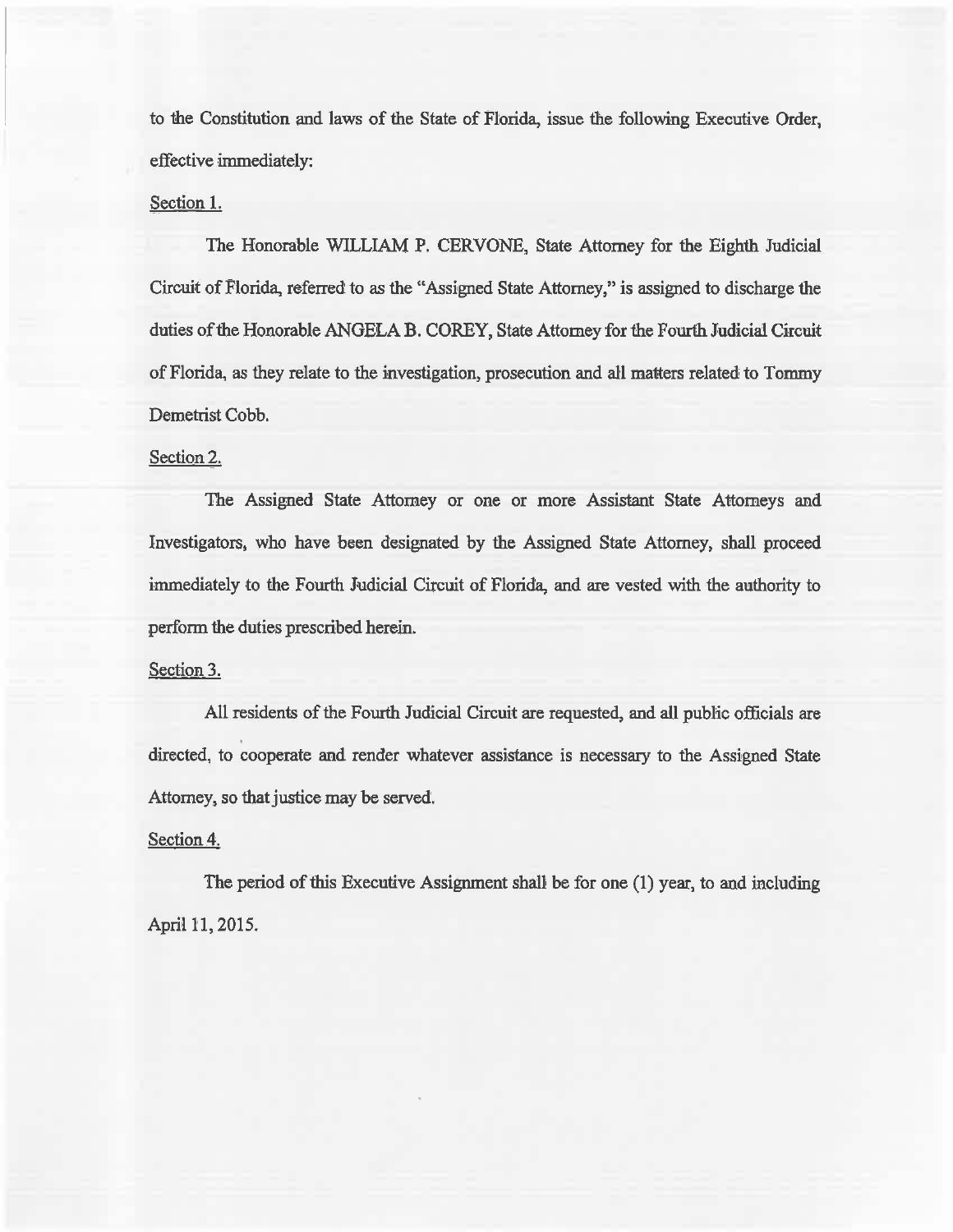to the Constitution and laws of the State of Florida, issue the following Executive Order, effective immediately:

Section 1.

The Honorable WILLIAM P. CERVONE, State Attorney for the Eighth Judicial Circuit of Florida, referred to as the "Assigned State Attorney," is assigned to discharge the duties of the Honorable ANGELA B. COREY, State Attorney for the Fourth Judicial Circuit of Florida, as they relate to the investigation, prosecution and all matters related to Tommy Demetrist Cobb.

Section 2.

The Assigned State Attorney or one or more Assistant State Attorneys and Investigators, who have been designated by the Assigned State Attorney, shall proceed immediately to the Fourth Judicial Circuit of Florida, and are vested with the authority to perform the duties prescribed herein.

Section 3.

All residents of the Fourth Judicial Circuit are requested, and all public officials are directed, to cooperate and render whatever assistance is necessary to the Assigned State Attorney, so that justice may be served.

Section 4.

The period of this Executive Assignment shall be for one (1) year, to and including April 11, 2015.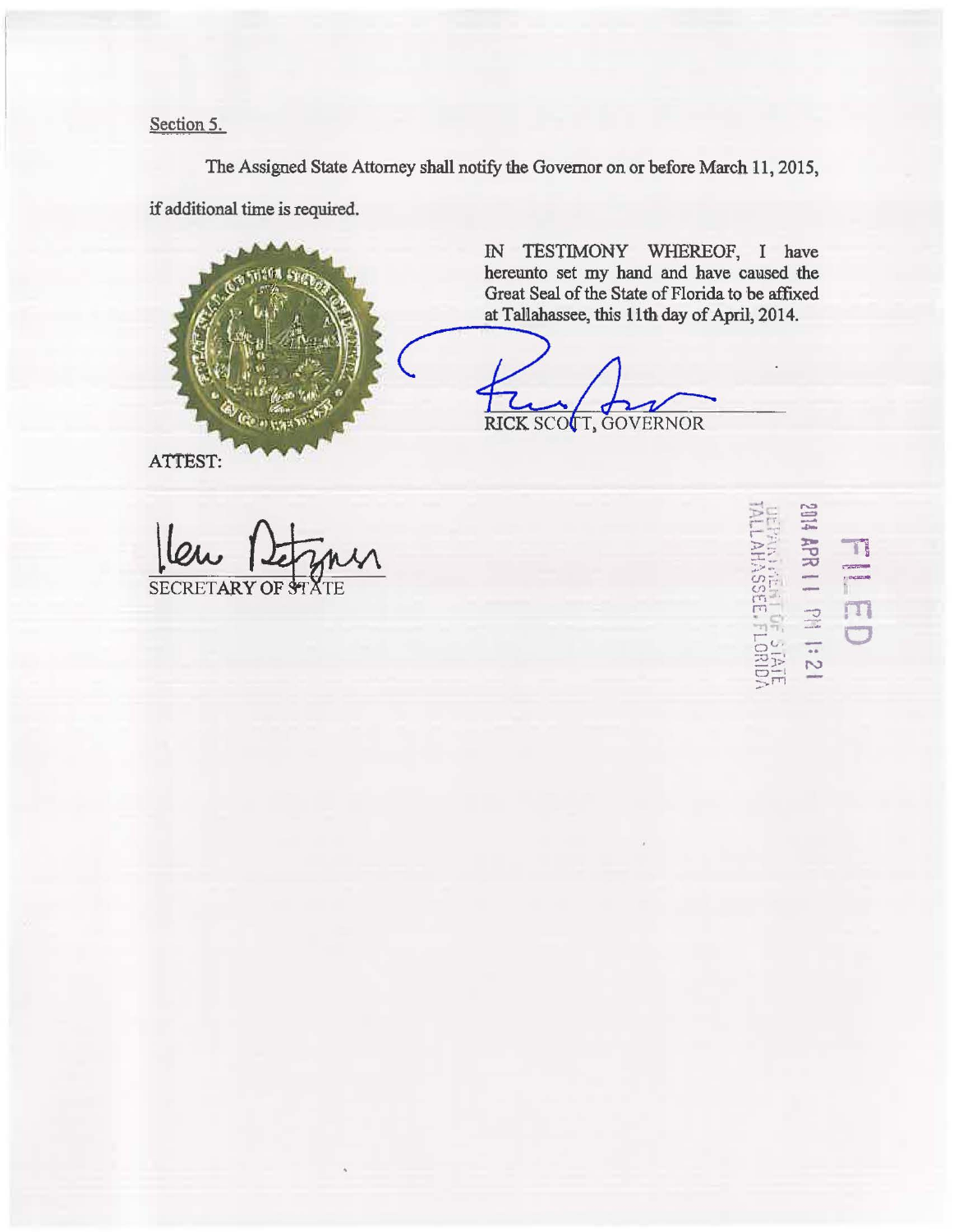Section 5.

The Assigned State Attorney shall notify the Governor on or before March 11, 2015, if additional time is required.

IN TESTIMONY WHEREOF, I have hereunto set my hand and have caused the Great Seal of the State of Florida to be affixed at Tallahassee, this 11th day of April, 2014.

RICK SCOTT, GOVERNOR

ATTEST:

SECRETARY OF STATE

FILED

2014 APR 11 PM 1:21

DEPARTMENT OF STATE
TALLAHASSEE, FLORIDA